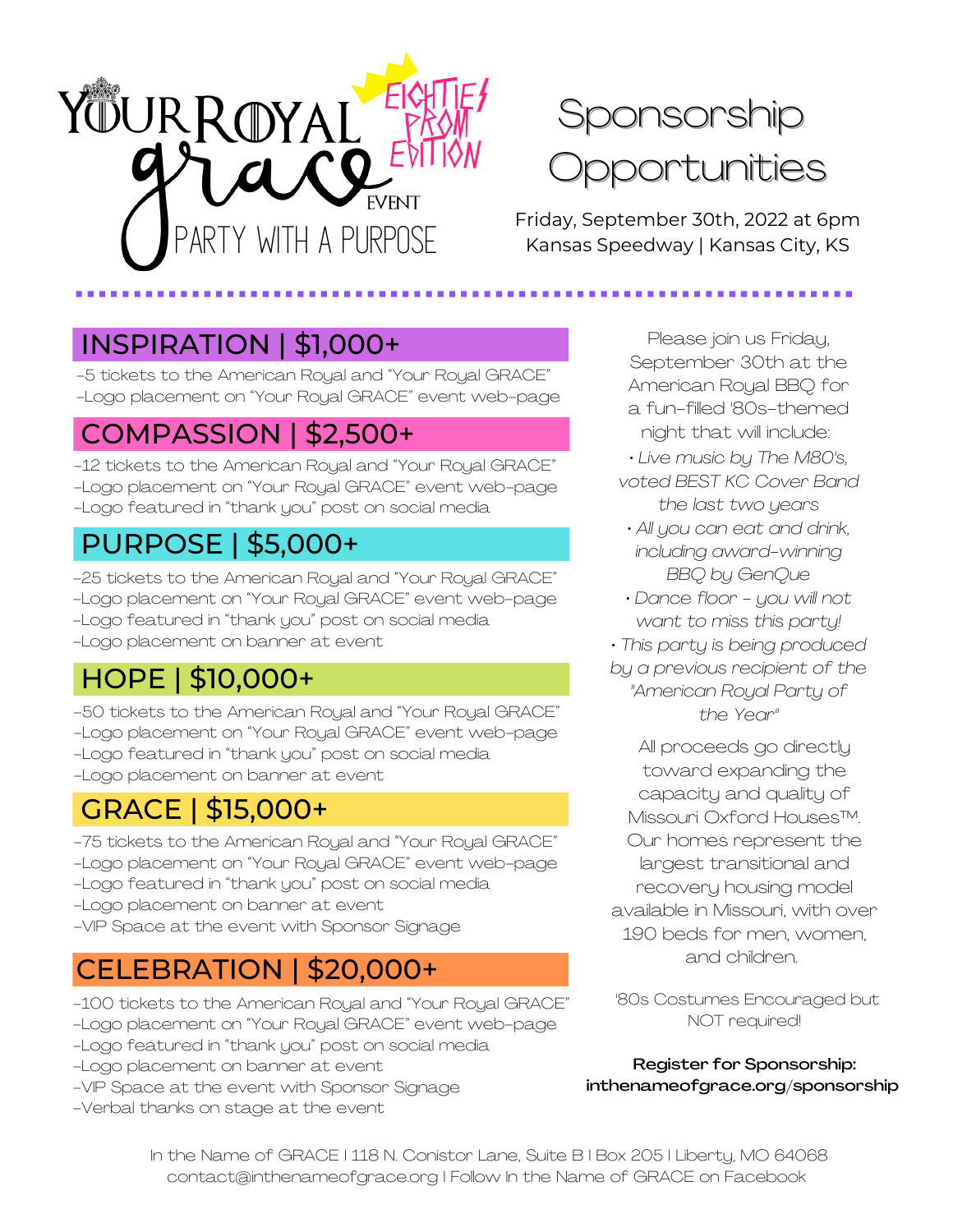# Your Royal Grace Event

Eighties Prom Edition

PARTY WITH A PURPOSE

# Sponsorship Opportunities

Friday, September 30th, 2022 at 6pm
Kansas Speedway | Kansas City, KS

## INSPIRATION | $1,000+

- 5 tickets to the American Royal and "Your Royal GRACE"
- Logo placement on "Your Royal GRACE" event web-page

## COMPASSION | $2,500+

- 12 tickets to the American Royal and "Your Royal GRACE"
- Logo placement on "Your Royal GRACE" event web-page
- Logo featured in "thank you" post on social media

## PURPOSE | $5,000+

- 25 tickets to the American Royal and "Your Royal GRACE"
- Logo placement on "Your Royal GRACE" event web-page
- Logo featured in "thank you" post on social media
- Logo placement on banner at event

## HOPE | $10,000+

- 50 tickets to the American Royal and "Your Royal GRACE"
- Logo placement on "Your Royal GRACE" event web-page
- Logo featured in "thank you" post on social media
- Logo placement on banner at event

## GRACE | $15,000+

- 75 tickets to the American Royal and "Your Royal GRACE"
- Logo placement on "Your Royal GRACE" event web-page
- Logo featured in "thank you" post on social media
- Logo placement on banner at event
- VIP Space at the event with Sponsor Signage

## CELEBRATION | $20,000+

- 100 tickets to the American Royal and "Your Royal GRACE"
- Logo placement on "Your Royal GRACE" event web-page
- Logo featured in "thank you" post on social media
- Logo placement on banner at event
- VIP Space at the event with Sponsor Signage
- Verbal thanks on stage at the event

Please join us Friday, September 30th at the American Royal BBQ for a fun-filled '80s-themed night that will include:

- *Live music by The M80's, voted BEST KC Cover Band the last two years*
- *All you can eat and drink, including award-winning BBQ by GenQue*
- *Dance floor - you will not want to miss this party!*
- *This party is being produced by a previous recipient of the "American Royal Party of the Year"*

All proceeds go directly toward expanding the capacity and quality of Missouri Oxford Houses™. Our homes represent the largest transitional and recovery housing model available in Missouri, with over 190 beds for men, women, and children.

'80s Costumes Encouraged but NOT required!

**Register for Sponsorship:**
**inthenameofgrace.org/sponsorship**

In the Name of GRACE | 118 N. Conistor Lane, Suite B | Box 205 | Liberty, MO 64068
contact@inthenameofgrace.org | Follow In the Name of GRACE on Facebook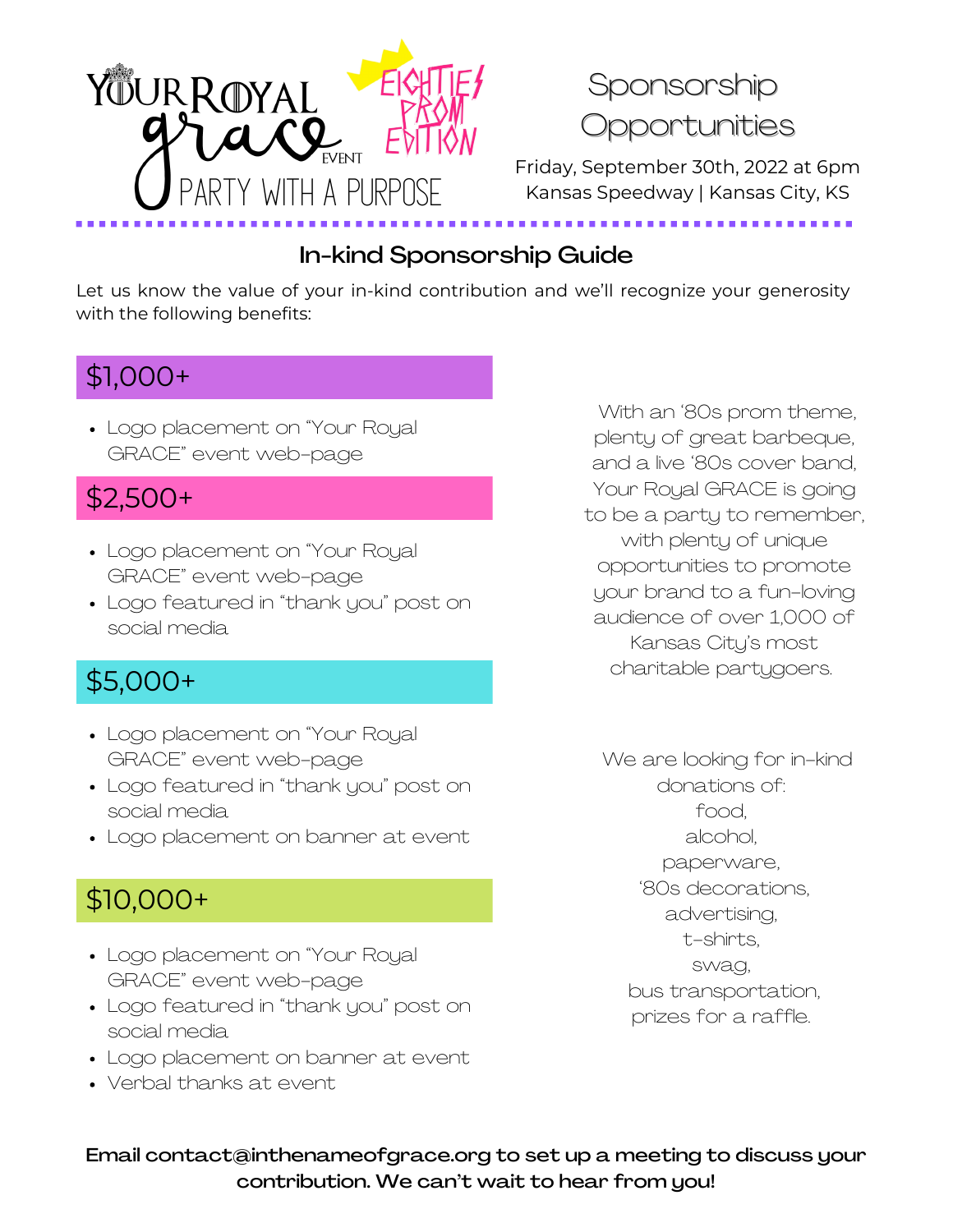# Your Royal Grace Event — Eighties Prom Edition

PARTY WITH A PURPOSE

## Sponsorship Opportunities

Friday, September 30th, 2022 at 6pm
Kansas Speedway | Kansas City, KS

### In-kind Sponsorship Guide

Let us know the value of your in-kind contribution and we'll recognize your generosity with the following benefits:

#### $1,000+

- Logo placement on "Your Royal GRACE" event web-page

#### $2,500+

- Logo placement on "Your Royal GRACE" event web-page
- Logo featured in "thank you" post on social media

#### $5,000+

- Logo placement on "Your Royal GRACE" event web-page
- Logo featured in "thank you" post on social media
- Logo placement on banner at event

#### $10,000+

- Logo placement on "Your Royal GRACE" event web-page
- Logo featured in "thank you" post on social media
- Logo placement on banner at event
- Verbal thanks at event

With an '80s prom theme, plenty of great barbeque, and a live '80s cover band, Your Royal GRACE is going to be a party to remember, with plenty of unique opportunities to promote your brand to a fun-loving audience of over 1,000 of Kansas City's most charitable partygoers.

We are looking for in-kind donations of:
food,
alcohol,
paperware,
'80s decorations,
advertising,
t-shirts,
swag,
bus transportation,
prizes for a raffle.

**Email contact@inthenameofgrace.org to set up a meeting to discuss your contribution. We can't wait to hear from you!**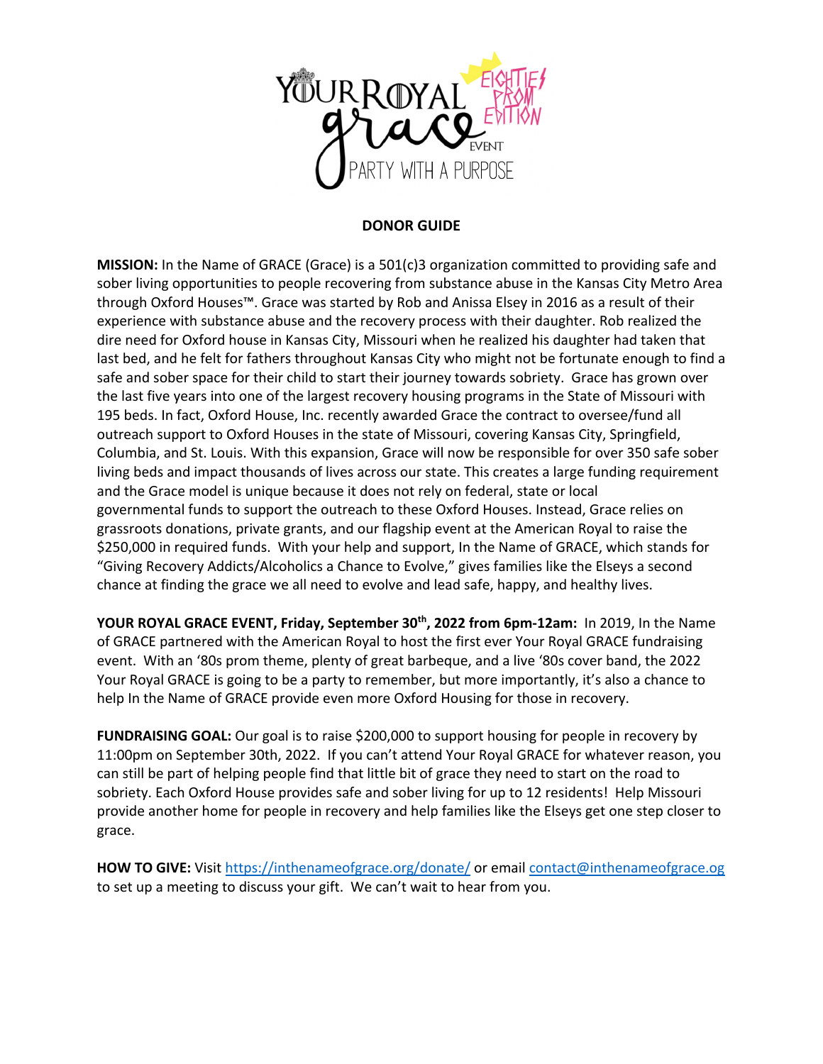YOUR ROYAL grace EVENT

EIGHTIES PROM EDITION

PARTY WITH A PURPOSE

**DONOR GUIDE**

**MISSION:** In the Name of GRACE (Grace) is a 501(c)3 organization committed to providing safe and sober living opportunities to people recovering from substance abuse in the Kansas City Metro Area through Oxford Houses™. Grace was started by Rob and Anissa Elsey in 2016 as a result of their experience with substance abuse and the recovery process with their daughter. Rob realized the dire need for Oxford house in Kansas City, Missouri when he realized his daughter had taken that last bed, and he felt for fathers throughout Kansas City who might not be fortunate enough to find a safe and sober space for their child to start their journey towards sobriety. Grace has grown over the last five years into one of the largest recovery housing programs in the State of Missouri with 195 beds. In fact, Oxford House, Inc. recently awarded Grace the contract to oversee/fund all outreach support to Oxford Houses in the state of Missouri, covering Kansas City, Springfield, Columbia, and St. Louis. With this expansion, Grace will now be responsible for over 350 safe sober living beds and impact thousands of lives across our state. This creates a large funding requirement and the Grace model is unique because it does not rely on federal, state or local governmental funds to support the outreach to these Oxford Houses. Instead, Grace relies on grassroots donations, private grants, and our flagship event at the American Royal to raise the $250,000 in required funds. With your help and support, In the Name of GRACE, which stands for "Giving Recovery Addicts/Alcoholics a Chance to Evolve," gives families like the Elseys a second chance at finding the grace we all need to evolve and lead safe, happy, and healthy lives.

**YOUR ROYAL GRACE EVENT, Friday, September 30th, 2022 from 6pm-12am:** In 2019, In the Name of GRACE partnered with the American Royal to host the first ever Your Royal GRACE fundraising event. With an '80s prom theme, plenty of great barbeque, and a live '80s cover band, the 2022 Your Royal GRACE is going to be a party to remember, but more importantly, it's also a chance to help In the Name of GRACE provide even more Oxford Housing for those in recovery.

**FUNDRAISING GOAL:** Our goal is to raise $200,000 to support housing for people in recovery by 11:00pm on September 30th, 2022. If you can't attend Your Royal GRACE for whatever reason, you can still be part of helping people find that little bit of grace they need to start on the road to sobriety. Each Oxford House provides safe and sober living for up to 12 residents! Help Missouri provide another home for people in recovery and help families like the Elseys get one step closer to grace.

**HOW TO GIVE:** Visit https://inthenameofgrace.org/donate/ or email contact@inthenameofgrace.og to set up a meeting to discuss your gift. We can't wait to hear from you.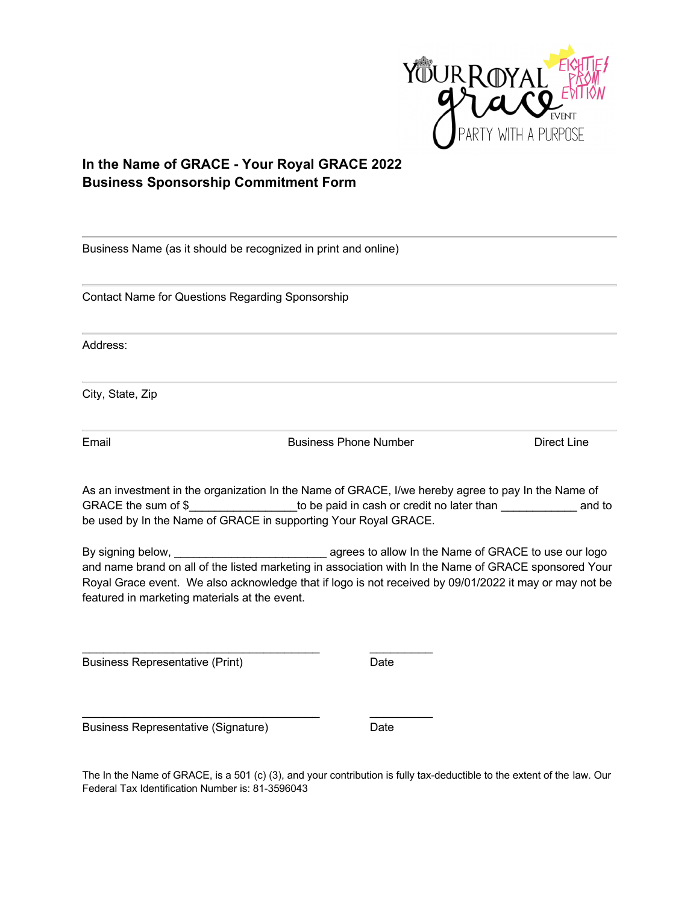## In the Name of GRACE - Your Royal GRACE 2022
## Business Sponsorship Commitment Form

Business Name (as it should be recognized in print and online)

Contact Name for Questions Regarding Sponsorship

Address:

City, State, Zip

Email　　　　　　　　　　Business Phone Number　　　　　　　　　　Direct Line

As an investment in the organization In the Name of GRACE, I/we hereby agree to pay In the Name of GRACE the sum of $_________________to be paid in cash or credit no later than ____________ and to be used by In the Name of GRACE in supporting Your Royal GRACE.

By signing below, ________________________ agrees to allow In the Name of GRACE to use our logo and name brand on all of the listed marketing in association with In the Name of GRACE sponsored Your Royal Grace event. We also acknowledge that if logo is not received by 09/01/2022 it may or may not be featured in marketing materials at the event.

_____________________________________　　__________
Business Representative (Print)　　　　　　　　Date

_____________________________________　　__________
Business Representative (Signature)　　　　　　Date

The In the Name of GRACE, is a 501 (c) (3), and your contribution is fully tax-deductible to the extent of the law. Our Federal Tax Identification Number is: 81-3596043